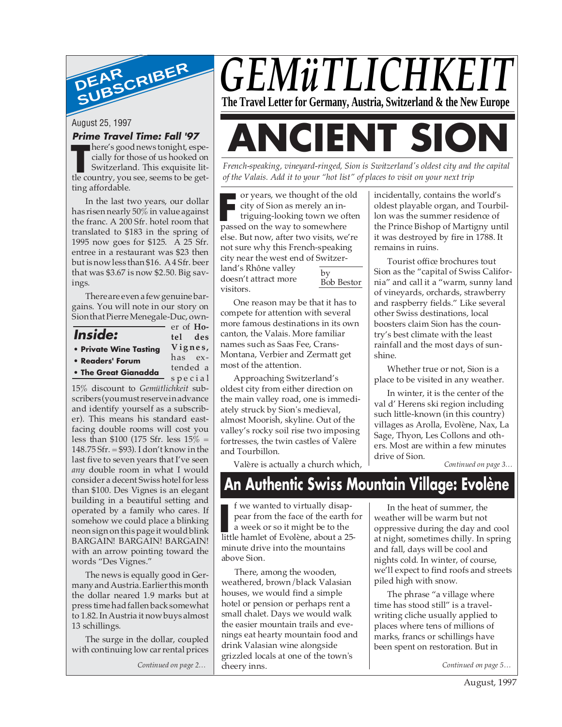# GEMüTLICHKEIT

**The Travel Letter for Germany, Austria, Switzerland & the New Europe**

## DEAR SUBSCRIBER

August 25, 1997

***Prime Travel Time: Fall '97***

There's good news tonight, especially for those of us hooked on Switzerland. This exquisite little country, you see, seems to be getting affordable.

In the last two years, our dollar has risen nearly 50% in value against the franc. A 200 Sfr. hotel room that translated to $183 in the spring of 1995 now goes for $125. A 25 Sfr. entree in a restaurant was $23 then but is now less than $16. A 4 Sfr. beer that was $3.67 is now $2.50. Big savings.

There are even a few genuine bargains. You will note in our story on Sion that Pierre Menegale-Duc, owner of **Hotel des Vignes**, has extended a special 15% discount to *Gemütlichkeit* subscribers (you must reserve in advance and identify yourself as a subscriber). This means his standard east-facing double rooms will cost you less than $100 (175 Sfr. less 15% = 148.75 Sfr. = $93). I don't know in the last five to seven years that I've seen *any* double room in what I would consider a decent Swiss hotel for less than $100. Des Vignes is an elegant building in a beautiful setting and operated by a family who cares. If somehow we could place a blinking neon sign on this page it would blink BARGAIN! BARGAIN! BARGAIN! with an arrow pointing toward the words "Des Vignes."

The news is equally good in Germany and Austria. Earlier this month the dollar neared 1.9 marks but at press time had fallen back somewhat to 1.82. In Austria it now buys almost 13 schillings.

The surge in the dollar, coupled with continuing low car rental prices

*Continued on page 2…*

### Inside:

- **Private Wine Tasting**
- **Readers' Forum**
- **The Great Gianadda**

# ANCIENT SION

*French-speaking, vineyard-ringed, Sion is Switzerland's oldest city and the capital of the Valais. Add it to your "hot list" of places to visit on your next trip*

by Bob Bestor

For years, we thought of the old city of Sion as merely an intriguing-looking town we often passed on the way to somewhere else. But now, after two visits, we're not sure why this French-speaking city near the west end of Switzerland's Rhône valley doesn't attract more visitors.

One reason may be that it has to compete for attention with several more famous destinations in its own canton, the Valais. More familiar names such as Saas Fee, Crans-Montana, Verbier and Zermatt get most of the attention.

Approaching Switzerland's oldest city from either direction on the main valley road, one is immediately struck by Sion's medieval, almost Moorish, skyline. Out of the valley's rocky soil rise two imposing fortresses, the twin castles of Valère and Tourbillon.

Valère is actually a church which, incidentally, contains the world's oldest playable organ, and Tourbillon was the summer residence of the Prince Bishop of Martigny until it was destroyed by fire in 1788. It remains in ruins.

Tourist office brochures tout Sion as the "capital of Swiss California" and call it a "warm, sunny land of vineyards, orchards, strawberry and raspberry fields." Like several other Swiss destinations, local boosters claim Sion has the country's best climate with the least rainfall and the most days of sunshine.

Whether true or not, Sion is a place to be visited in any weather.

In winter, it is the center of the val d' Herens ski region including such little-known (in this country) villages as Arolla, Evolène, Nax, La Sage, Thyon, Les Collons and others. Most are within a few minutes drive of Sion.

*Continued on page 3…*

## An Authentic Swiss Mountain Village: Evolène

If we wanted to virtually disappear from the face of the earth for a week or so it might be to the little hamlet of Evolène, about a 25-minute drive into the mountains above Sion.

There, among the wooden, weathered, brown/black Valasian houses, we would find a simple hotel or pension or perhaps rent a small chalet. Days we would walk the easier mountain trails and evenings eat hearty mountain food and drink Valasian wine alongside grizzled locals at one of the town's cheery inns.

In the heat of summer, the weather will be warm but not oppressive during the day and cool at night, sometimes chilly. In spring and fall, days will be cool and nights cold. In winter, of course, we'll expect to find roofs and streets piled high with snow.

The phrase "a village where time has stood still" is a travel-writing cliche usually applied to places where tens of millions of marks, francs or schillings have been spent on restoration. But in

*Continued on page 5…*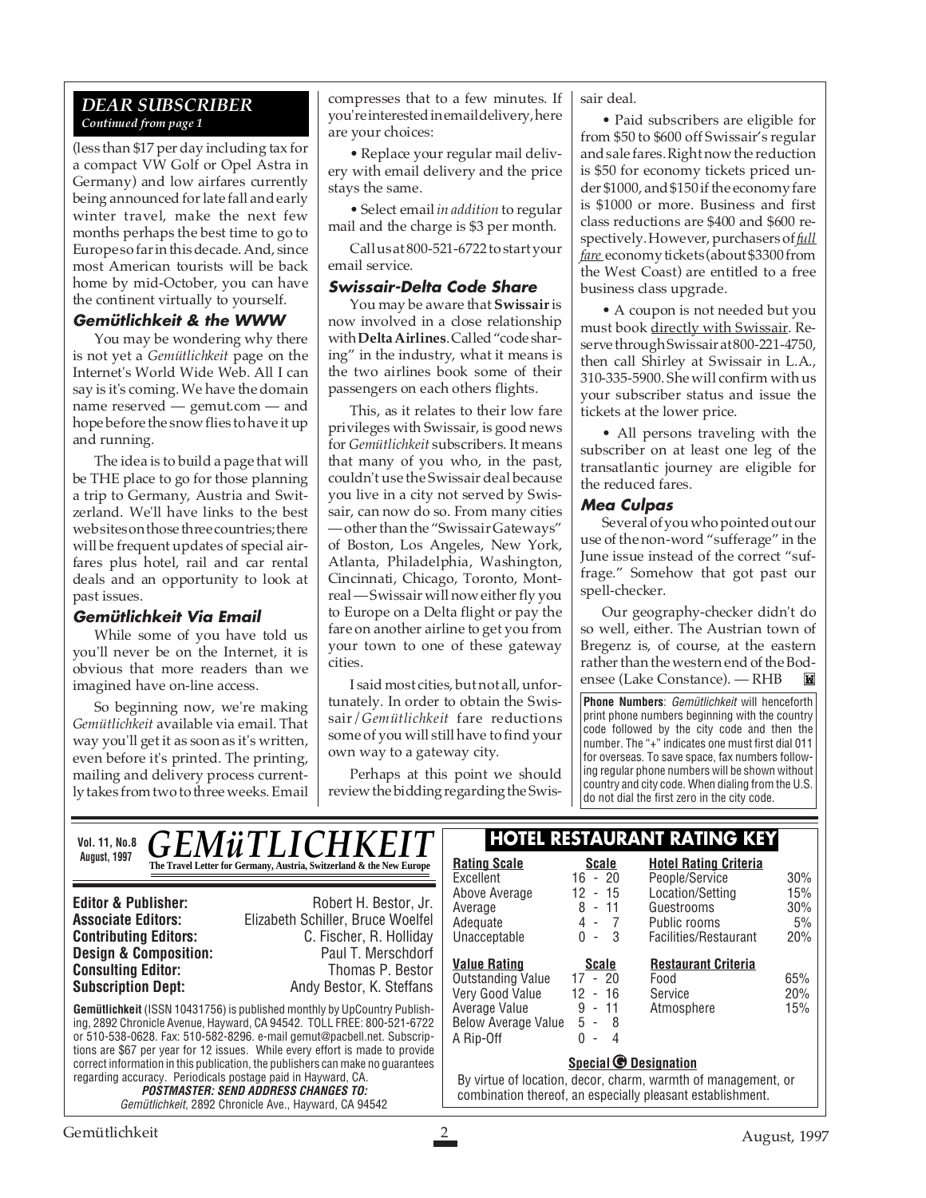## DEAR SUBSCRIBER

*Continued from page 1*

(less than $17 per day including tax for a compact VW Golf or Opel Astra in Germany) and low airfares currently being announced for late fall and early winter travel, make the next few months perhaps the best time to go to Europe so far in this decade. And, since most American tourists will be back home by mid-October, you can have the continent virtually to yourself.

### Gemütlichkeit & the WWW

You may be wondering why there is not yet a *Gemütlichkeit* page on the Internet's World Wide Web. All I can say is it's coming. We have the domain name reserved — gemut.com — and hope before the snow flies to have it up and running.

The idea is to build a page that will be THE place to go for those planning a trip to Germany, Austria and Switzerland. We'll have links to the best web sites on those three countries; there will be frequent updates of special airfares plus hotel, rail and car rental deals and an opportunity to look at past issues.

### Gemütlichkeit Via Email

While some of you have told us you'll never be on the Internet, it is obvious that more readers than we imagined have on-line access.

So beginning now, we're making *Gemütlichkeit* available via email. That way you'll get it as soon as it's written, even before it's printed. The printing, mailing and delivery process currently takes from two to three weeks. Email compresses that to a few minutes. If you're interested in email delivery, here are your choices:

• Replace your regular mail delivery with email delivery and the price stays the same.

• Select email *in addition* to regular mail and the charge is $3 per month.

Call us at 800-521-6722 to start your email service.

### Swissair-Delta Code Share

You may be aware that **Swissair** is now involved in a close relationship with **Delta Airlines**. Called "code sharing" in the industry, what it means is the two airlines book some of their passengers on each others flights.

This, as it relates to their low fare privileges with Swissair, is good news for *Gemütlichkeit* subscribers. It means that many of you who, in the past, couldn't use the Swissair deal because you live in a city not served by Swissair, can now do so. From many cities — other than the "Swissair Gateways" of Boston, Los Angeles, New York, Atlanta, Philadelphia, Washington, Cincinnati, Chicago, Toronto, Montreal — Swissair will now either fly you to Europe on a Delta flight or pay the fare on another airline to get you from your town to one of these gateway cities.

I said most cities, but not all, unfortunately. In order to obtain the Swissair/*Gemütlichkeit* fare reductions some of you will still have to find your own way to a gateway city.

Perhaps at this point we should review the bidding regarding the Swissair deal.

• Paid subscribers are eligible for from $50 to $600 off Swissair's regular and sale fares. Right now the reduction is $50 for economy tickets priced under $1000, and $150 if the economy fare is $1000 or more. Business and first class reductions are $400 and $600 respectively. However, purchasers of *full fare* economy tickets (about $3300 from the West Coast) are entitled to a free business class upgrade.

• A coupon is not needed but you must book directly with Swissair. Reserve through Swissair at 800-221-4750, then call Shirley at Swissair in L.A., 310-335-5900. She will confirm with us your subscriber status and issue the tickets at the lower price.

• All persons traveling with the subscriber on at least one leg of the transatlantic journey are eligible for the reduced fares.

### Mea Culpas

Several of you who pointed out our use of the non-word "sufferage" in the June issue instead of the correct "suffrage." Somehow that got past our spell-checker.

Our geography-checker didn't do so well, either. The Austrian town of Bregenz is, of course, at the eastern rather than the western end of the Bodensee (Lake Constance). — RHB

**Phone Numbers**: *Gemütlichkeit* will henceforth print phone numbers beginning with the country code followed by the city code and then the number. The "+" indicates one must first dial 011 for overseas. To save space, fax numbers following regular phone numbers will be shown without country and city code. When dialing from the U.S. do not dial the first zero in the city code.

---

**Vol. 11, No.8, August, 1997**

# GEMüTLICHKEIT

**The Travel Letter for Germany, Austria, Switzerland & the New Europe**

| | |
|---|---|
| **Editor & Publisher:** | Robert H. Bestor, Jr. |
| **Associate Editors:** | Elizabeth Schiller, Bruce Woelfel |
| **Contributing Editors:** | C. Fischer, R. Holliday |
| **Design & Composition:** | Paul T. Merschdorf |
| **Consulting Editor:** | Thomas P. Bestor |
| **Subscription Dept:** | Andy Bestor, K. Steffans |

**Gemütlichkeit** (ISSN 10431756) is published monthly by UpCountry Publishing, 2892 Chronicle Avenue, Hayward, CA 94542. TOLL FREE: 800-521-6722 or 510-538-0628. Fax: 510-582-8296. e-mail gemut@pacbell.net. Subscriptions are $67 per year for 12 issues. While every effort is made to provide correct information in this publication, the publishers can make no guarantees regarding accuracy. Periodicals postage paid in Hayward, CA.

***POSTMASTER: SEND ADDRESS CHANGES TO:***
*Gemütlichkeit*, 2892 Chronicle Ave., Hayward, CA 94542

## HOTEL RESTAURANT RATING KEY

| Rating Scale | Scale | Hotel Rating Criteria | |
|---|---|---|---|
| Excellent | 16 - 20 | People/Service | 30% |
| Above Average | 12 - 15 | Location/Setting | 15% |
| Average | 8 - 11 | Guestrooms | 30% |
| Adequate | 4 - 7 | Public rooms | 5% |
| Unacceptable | 0 - 3 | Facilities/Restaurant | 20% |

| Value Rating | Scale | Restaurant Criteria | |
|---|---|---|---|
| Outstanding Value | 17 - 20 | Food | 65% |
| Very Good Value | 12 - 16 | Service | 20% |
| Average Value | 9 - 11 | Atmosphere | 15% |
| Below Average Value | 5 - 8 | | |
| A Rip-Off | 0 - 4 | | |

**Special G Designation**

By virtue of location, decor, charm, warmth of management, or combination thereof, an especially pleasant establishment.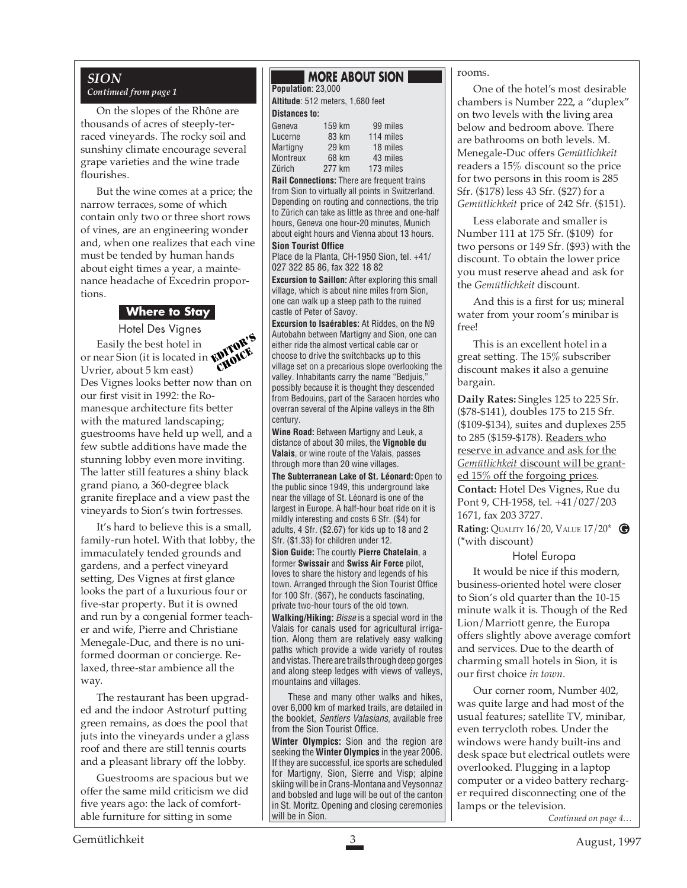## SION

*Continued from page 1*

On the slopes of the Rhône are thousands of acres of steeply-terraced vineyards. The rocky soil and sunshiny climate encourage several grape varieties and the wine trade flourishes.

But the wine comes at a price; the narrow terraces, some of which contain only two or three short rows of vines, are an engineering wonder and, when one realizes that each vine must be tended by human hands about eight times a year, a maintenance headache of Excedrin proportions.

### Where to Stay

#### Hotel Des Vignes

EDITOR'S CHOICE

Easily the best hotel in or near Sion (it is located in Uvrier, about 5 km east) Des Vignes looks better now than on our first visit in 1992: the Romanesque architecture fits better with the matured landscaping; guestrooms have held up well, and a few subtle additions have made the stunning lobby even more inviting. The latter still features a shiny black grand piano, a 360-degree black granite fireplace and a view past the vineyards to Sion's twin fortresses.

It's hard to believe this is a small, family-run hotel. With that lobby, the immaculately tended grounds and gardens, and a perfect vineyard setting, Des Vignes at first glance looks the part of a luxurious four or five-star property. But it is owned and run by a congenial former teacher and wife, Pierre and Christiane Menegale-Duc, and there is no uniformed doorman or concierge. Relaxed, three-star ambience all the way.

The restaurant has been upgraded and the indoor Astroturf putting green remains, as does the pool that juts into the vineyards under a glass roof and there are still tennis courts and a pleasant library off the lobby.

Guestrooms are spacious but we offer the same mild criticism we did five years ago: the lack of comfortable furniture for sitting in some rooms.

One of the hotel's most desirable chambers is Number 222, a "duplex" on two levels with the living area below and bedroom above. There are bathrooms on both levels. M. Menegale-Duc offers *Gemütlichkeit* readers a 15% discount so the price for two persons in this room is 285 Sfr. ($178) less 43 Sfr. ($27) for a *Gemütlichkeit* price of 242 Sfr. ($151).

Less elaborate and smaller is Number 111 at 175 Sfr. ($109) for two persons or 149 Sfr. ($93) with the discount. To obtain the lower price you must reserve ahead and ask for the *Gemütlichkeit* discount.

And this is a first for us; mineral water from your room's minibar is free!

This is an excellent hotel in a great setting. The 15% subscriber discount makes it also a genuine bargain.

**Daily Rates:** Singles 125 to 225 Sfr. ($78-$141), doubles 175 to 215 Sfr. ($109-$134), suites and duplexes 255 to 285 ($159-$178). Readers who reserve in advance and ask for the *Gemütlichkeit* discount will be granted 15% off the forgoing prices.

**Contact:** Hotel Des Vignes, Rue du Pont 9, CH-1958, tel. +41/027/203 1671, fax 203 3727.

**Rating:** QUALITY 16/20, VALUE 17/20* G (*with discount)

#### Hotel Europa

It would be nice if this modern, business-oriented hotel were closer to Sion's old quarter than the 10-15 minute walk it is. Though of the Red Lion/Marriott genre, the Europa offers slightly above average comfort and services. Due to the dearth of charming small hotels in Sion, it is our first choice *in town*.

Our corner room, Number 402, was quite large and had most of the usual features; satellite TV, minibar, even terrycloth robes. Under the windows were handy built-ins and desk space but electrical outlets were overlooked. Plugging in a laptop computer or a video battery recharger required disconnecting one of the lamps or the television.

*Continued on page 4…*

---

### MORE ABOUT SION

**Population**: 23,000

**Altitude**: 512 meters, 1,680 feet

**Distances to:**

| | | |
|---|---|---|
| Geneva | 159 km | 99 miles |
| Lucerne | 83 km | 114 miles |
| Martigny | 29 km | 18 miles |
| Montreux | 68 km | 43 miles |
| Zürich | 277 km | 173 miles |

**Rail Connections:** There are frequent trains from Sion to virtually all points in Switzerland. Depending on routing and connections, the trip to Zürich can take as little as three and one-half hours, Geneva one hour-20 minutes, Munich about eight hours and Vienna about 13 hours.

**Sion Tourist Office**
Place de la Planta, CH-1950 Sion, tel. +41/027 322 85 86, fax 322 18 82

**Excursion to Saillon:** After exploring this small village, which is about nine miles from Sion, one can walk up a steep path to the ruined castle of Peter of Savoy.

**Excursion to Isaérables:** At Riddes, on the N9 Autobahn between Martigny and Sion, one can either ride the almost vertical cable car or choose to drive the switchbacks up to this village set on a precarious slope overlooking the valley. Inhabitants carry the name "Bedjuis," possibly because it is thought they descended from Bedouins, part of the Saracen hordes who overran several of the Alpine valleys in the 8th century.

**Wine Road:** Between Martigny and Leuk, a distance of about 30 miles, the **Vignoble du Valais**, or wine route of the Valais, passes through more than 20 wine villages.

**The Subterranean Lake of St. Léonard:** Open to the public since 1949, this underground lake near the village of St. Léonard is one of the largest in Europe. A half-hour boat ride on it is mildly interesting and costs 6 Sfr. ($4) for adults, 4 Sfr. ($2.67) for kids up to 18 and 2 Sfr. ($1.33) for children under 12.

**Sion Guide:** The courtly **Pierre Chatelain**, a former **Swissair** and **Swiss Air Force** pilot, loves to share the history and legends of his town. Arranged through the Sion Tourist Office for 100 Sfr. ($67), he conducts fascinating, private two-hour tours of the old town.

**Walking/Hiking:** *Bisse* is a special word in the Valais for canals used for agricultural irrigation. Along them are relatively easy walking paths which provide a wide variety of routes and vistas. There are trails through deep gorges and along steep ledges with views of valleys, mountains and villages.

These and many other walks and hikes, over 6,000 km of marked trails, are detailed in the booklet, *Sentiers Valasians*, available free from the Sion Tourist Office.

**Winter Olympics:** Sion and the region are seeking the **Winter Olympics** in the year 2006. If they are successful, ice sports are scheduled for Martigny, Sion, Sierre and Visp; alpine skiing will be in Crans-Montana and Veysonnaz and bobsled and luge will be out of the canton in St. Moritz. Opening and closing ceremonies will be in Sion.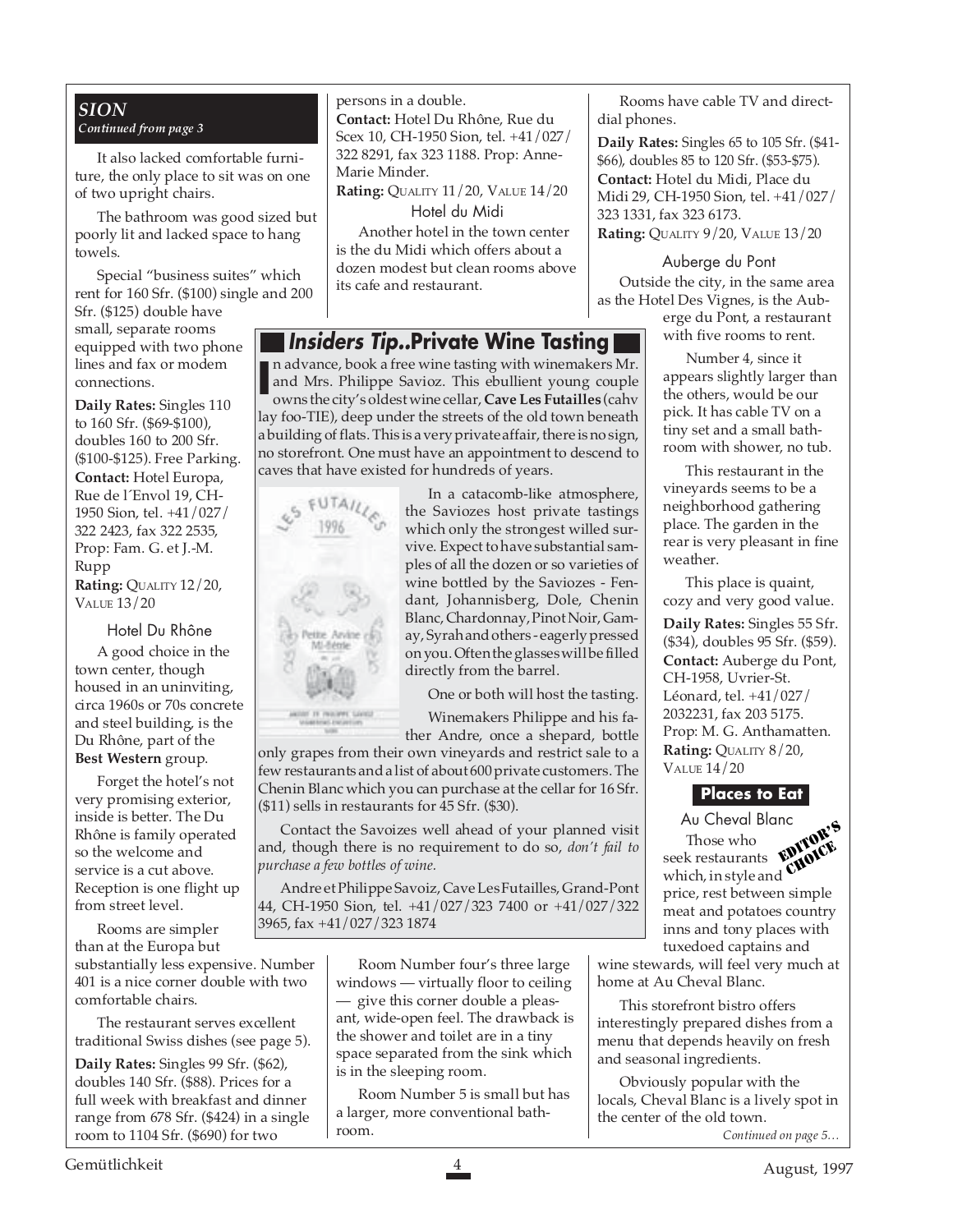## SION

*Continued from page 3*

It also lacked comfortable furniture, the only place to sit was on one of two upright chairs.

The bathroom was good sized but poorly lit and lacked space to hang towels.

Special "business suites" which rent for 160 Sfr. ($100) single and 200 Sfr. ($125) double have small, separate rooms equipped with two phone lines and fax or modem connections.

**Daily Rates:** Singles 110 to 160 Sfr. ($69-$100), doubles 160 to 200 Sfr. ($100-$125). Free Parking.
**Contact:** Hotel Europa, Rue de l´Envol 19, CH-1950 Sion, tel. +41/027/322 2423, fax 322 2535, Prop: Fam. G. et J.-M. Rupp
**Rating:** QUALITY 12/20, VALUE 13/20

### Hotel Du Rhône

A good choice in the town center, though housed in an uninviting, circa 1960s or 70s concrete and steel building, is the Du Rhône, part of the **Best Western** group.

Forget the hotel's not very promising exterior, inside is better. The Du Rhône is family operated so the welcome and service is a cut above. Reception is one flight up from street level.

Rooms are simpler than at the Europa but substantially less expensive. Number 401 is a nice corner double with two comfortable chairs.

The restaurant serves excellent traditional Swiss dishes (see page 5).

**Daily Rates:** Singles 99 Sfr. ($62), doubles 140 Sfr. ($88). Prices for a full week with breakfast and dinner range from 678 Sfr. ($424) in a single room to 1104 Sfr. ($690) for two persons in a double.
**Contact:** Hotel Du Rhône, Rue du Scex 10, CH-1950 Sion, tel. +41/027/322 8291, fax 323 1188. Prop: Anne-Marie Minder.
**Rating:** QUALITY 11/20, VALUE 14/20

### Hotel du Midi

Another hotel in the town center is the du Midi which offers about a dozen modest but clean rooms above its cafe and restaurant.

Room Number four's three large windows — virtually floor to ceiling — give this corner double a pleasant, wide-open feel. The drawback is the shower and toilet are in a tiny space separated from the sink which is in the sleeping room.

Room Number 5 is small but has a larger, more conventional bathroom.

Rooms have cable TV and direct-dial phones.

**Daily Rates:** Singles 65 to 105 Sfr. ($41-$66), doubles 85 to 120 Sfr. ($53-$75).
**Contact:** Hotel du Midi, Place du Midi 29, CH-1950 Sion, tel. +41/027/323 1331, fax 323 6173.
**Rating:** QUALITY 9/20, VALUE 13/20

### Auberge du Pont

Outside the city, in the same area as the Hotel Des Vignes, is the Auberge du Pont, a restaurant with five rooms to rent.

Number 4, since it appears slightly larger than the others, would be our pick. It has cable TV on a tiny set and a small bathroom with shower, no tub.

This restaurant in the vineyards seems to be a neighborhood gathering place. The garden in the rear is very pleasant in fine weather.

This place is quaint, cozy and very good value.

**Daily Rates:** Singles 55 Sfr. ($34), doubles 95 Sfr. ($59).
**Contact:** Auberge du Pont, CH-1958, Uvrier-St. Léonard, tel. +41/027/2032231, fax 203 5175. Prop: M. G. Anthamatten.
**Rating:** QUALITY 8/20, VALUE 14/20

## *Insiders Tip..* Private Wine Tasting

In advance, book a free wine tasting with winemakers Mr. and Mrs. Philippe Savioz. This ebullient young couple owns the city's oldest wine cellar, **Cave Les Futailles** (cahv lay foo-TIE), deep under the streets of the old town beneath a building of flats. This is a very private affair, there is no sign, no storefront. One must have an appointment to descend to caves that have existed for hundreds of years.

In a catacomb-like atmosphere, the Saviozes host private tastings which only the strongest willed survive. Expect to have substantial samples of all the dozen or so varieties of wine bottled by the Saviozes - Fendant, Johannisberg, Dole, Chenin Blanc, Chardonnay, Pinot Noir, Gamay, Syrah and others - eagerly pressed on you. Often the glasses will be filled directly from the barrel.

One or both will host the tasting.

Winemakers Philippe and his father Andre, once a shepard, bottle only grapes from their own vineyards and restrict sale to a few restaurants and a list of about 600 private customers. The Chenin Blanc which you can purchase at the cellar for 16 Sfr. ($11) sells in restaurants for 45 Sfr. ($30).

Contact the Savoizes well ahead of your planned visit and, though there is no requirement to do so, *don't fail to purchase a few bottles of wine.*

Andre et Philippe Savoiz, Cave Les Futailles, Grand-Pont 44, CH-1950 Sion, tel. +41/027/323 7400 or +41/027/322 3965, fax +41/027/323 1874

## Places to Eat

### Au Cheval Blanc

EDITOR'S CHOICE

Those who seek restaurants which, in style and price, rest between simple meat and potatoes country inns and tony places with tuxedoed captains and wine stewards, will feel very much at home at Au Cheval Blanc.

This storefront bistro offers interestingly prepared dishes from a menu that depends heavily on fresh and seasonal ingredients.

Obviously popular with the locals, Cheval Blanc is a lively spot in the center of the old town.

*Continued on page 5…*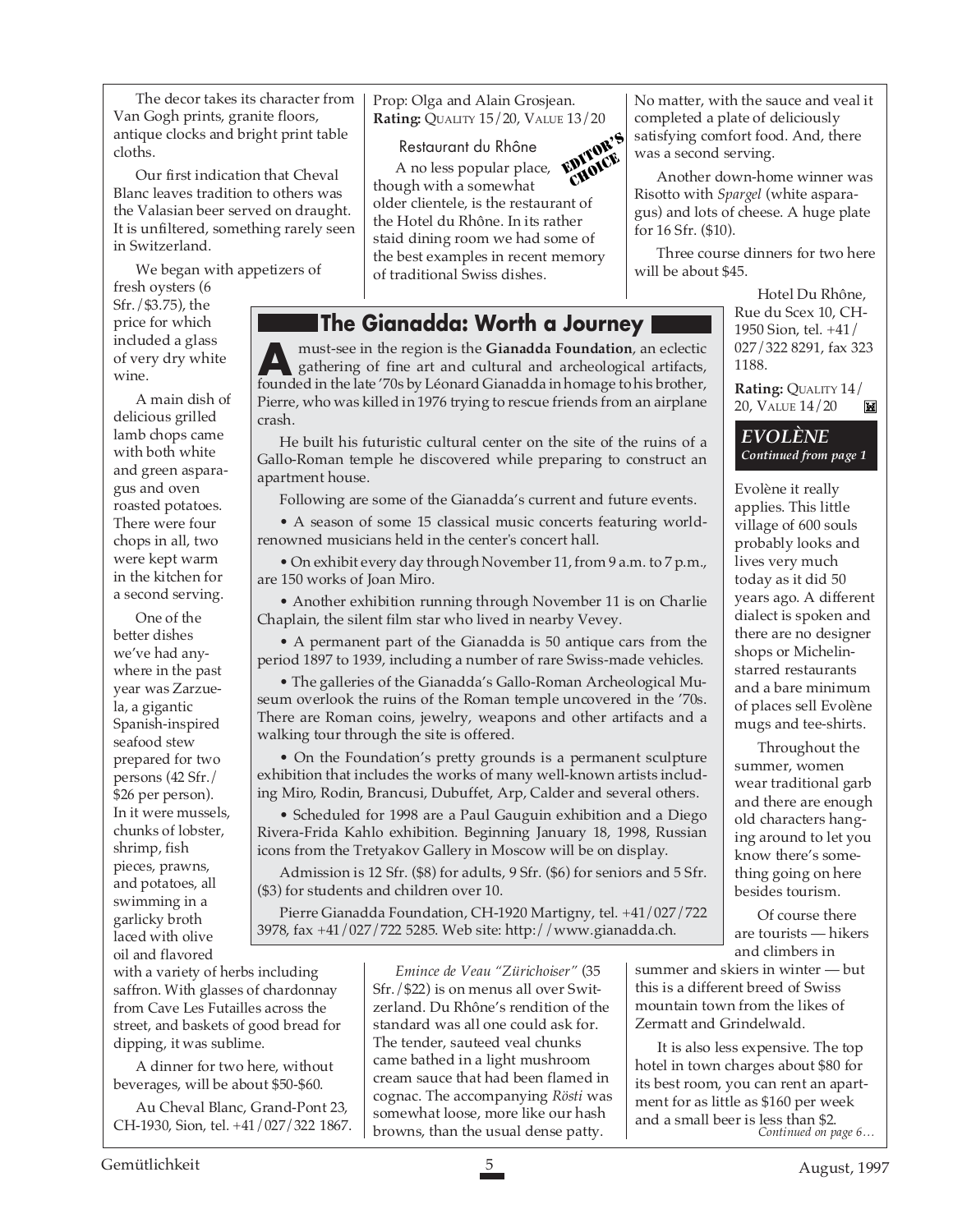The decor takes its character from Van Gogh prints, granite floors, antique clocks and bright print table cloths.

Our first indication that Cheval Blanc leaves tradition to others was the Valasian beer served on draught. It is unfiltered, something rarely seen in Switzerland.

We began with appetizers of fresh oysters (6 Sfr./$3.75), the price for which included a glass of very dry white wine.

A main dish of delicious grilled lamb chops came with both white and green asparagus and oven roasted potatoes. There were four chops in all, two were kept warm in the kitchen for a second serving.

One of the better dishes we've had anywhere in the past year was Zarzuela, a gigantic Spanish-inspired seafood stew prepared for two persons (42 Sfr./ $26 per person). In it were mussels, chunks of lobster, shrimp, fish pieces, prawns, and potatoes, all swimming in a garlicky broth laced with olive oil and flavored with a variety of herbs including saffron. With glasses of chardonnay from Cave Les Futailles across the street, and baskets of good bread for dipping, it was sublime.

A dinner for two here, without beverages, will be about $50-$60.

Au Cheval Blanc, Grand-Pont 23, CH-1930, Sion, tel. +41/027/322 1867. Prop: Olga and Alain Grosjean.
**Rating:** Quality 15/20, Value 13/20

### Restaurant du Rhône

EDITOR'S CHOICE

A no less popular place, though with a somewhat older clientele, is the restaurant of the Hotel du Rhône. In its rather staid dining room we had some of the best examples in recent memory of traditional Swiss dishes.

*Emince de Veau "Zürichoiser"* (35 Sfr./$22) is on menus all over Switzerland. Du Rhône's rendition of the standard was all one could ask for. The tender, sauteed veal chunks came bathed in a light mushroom cream sauce that had been flamed in cognac. The accompanying *Rösti* was somewhat loose, more like our hash browns, than the usual dense patty. No matter, with the sauce and veal it completed a plate of deliciously satisfying comfort food. And, there was a second serving.

Another down-home winner was Risotto with *Spargel* (white asparagus) and lots of cheese. A huge plate for 16 Sfr. ($10).

Three course dinners for two here will be about $45.

Hotel Du Rhône, Rue du Scex 10, CH-1950 Sion, tel. +41/ 027/322 8291, fax 323 1188.

**Rating:** Quality 14/ 20, Value 14/20

## The Gianadda: Worth a Journey

A must-see in the region is the **Gianadda Foundation**, an eclectic gathering of fine art and cultural and archeological artifacts, founded in the late '70s by Léonard Gianadda in homage to his brother, Pierre, who was killed in 1976 trying to rescue friends from an airplane crash.

He built his futuristic cultural center on the site of the ruins of a Gallo-Roman temple he discovered while preparing to construct an apartment house.

Following are some of the Gianadda's current and future events.

- A season of some 15 classical music concerts featuring world-renowned musicians held in the center's concert hall.
- On exhibit every day through November 11, from 9 a.m. to 7 p.m., are 150 works of Joan Miro.
- Another exhibition running through November 11 is on Charlie Chaplain, the silent film star who lived in nearby Vevey.
- A permanent part of the Gianadda is 50 antique cars from the period 1897 to 1939, including a number of rare Swiss-made vehicles.
- The galleries of the Gianadda's Gallo-Roman Archeological Museum overlook the ruins of the Roman temple uncovered in the '70s. There are Roman coins, jewelry, weapons and other artifacts and a walking tour through the site is offered.
- On the Foundation's pretty grounds is a permanent sculpture exhibition that includes the works of many well-known artists including Miro, Rodin, Brancusi, Dubuffet, Arp, Calder and several others.
- Scheduled for 1998 are a Paul Gauguin exhibition and a Diego Rivera-Frida Kahlo exhibition. Beginning January 18, 1998, Russian icons from the Tretyakov Gallery in Moscow will be on display.

Admission is 12 Sfr. ($8) for adults, 9 Sfr. ($6) for seniors and 5 Sfr. ($3) for students and children over 10.

Pierre Gianadda Foundation, CH-1920 Martigny, tel. +41/027/722 3978, fax +41/027/722 5285. Web site: http://www.gianadda.ch.

## *EVOLÈNE*
*Continued from page 1*

Evolène it really applies. This little village of 600 souls probably looks and lives very much today as it did 50 years ago. A different dialect is spoken and there are no designer shops or Michelin-starred restaurants and a bare minimum of places sell Evolène mugs and tee-shirts.

Throughout the summer, women wear traditional garb and there are enough old characters hanging around to let you know there's something going on here besides tourism.

Of course there are tourists — hikers and climbers in summer and skiers in winter — but this is a different breed of Swiss mountain town from the likes of Zermatt and Grindelwald.

It is also less expensive. The top hotel in town charges about $80 for its best room, you can rent an apartment for as little as $160 per week and a small beer is less than $2.

*Continued on page 6…*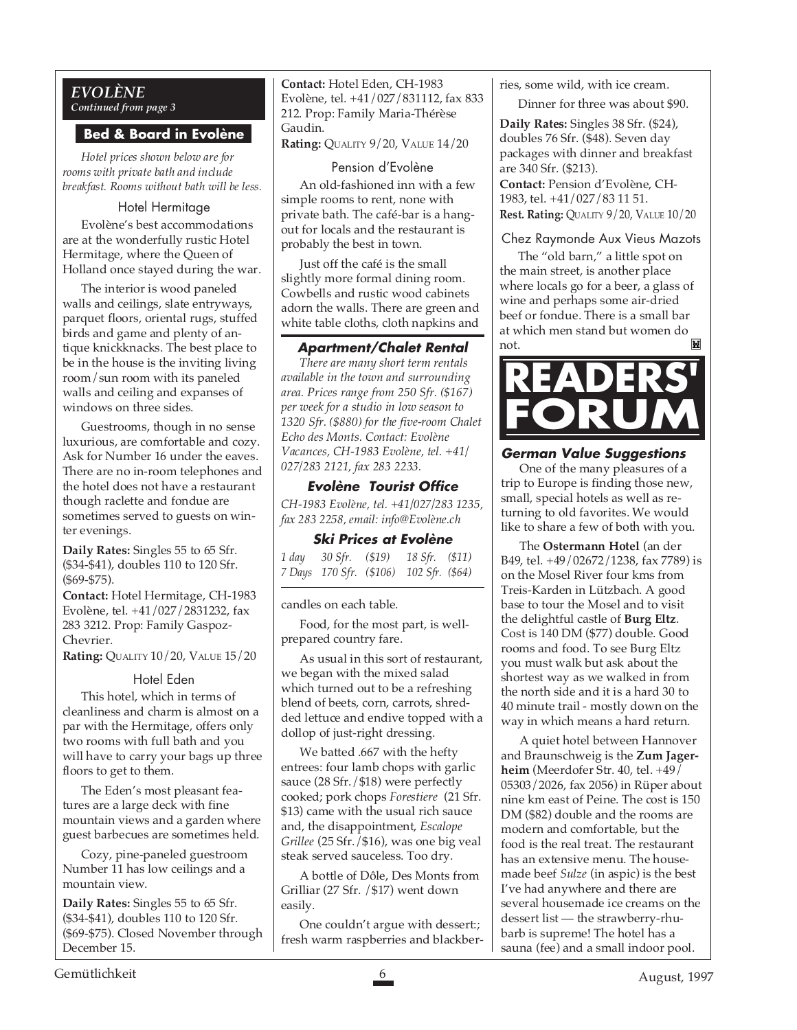## EVOLÈNE

*Continued from page 3*

### Bed & Board in Evolène

*Hotel prices shown below are for rooms with private bath and include breakfast. Rooms without bath will be less.*

#### Hotel Hermitage

Evolène's best accommodations are at the wonderfully rustic Hotel Hermitage, where the Queen of Holland once stayed during the war.

The interior is wood paneled walls and ceilings, slate entryways, parquet floors, oriental rugs, stuffed birds and game and plenty of antique knickknacks. The best place to be in the house is the inviting living room/sun room with its paneled walls and ceiling and expanses of windows on three sides.

Guestrooms, though in no sense luxurious, are comfortable and cozy. Ask for Number 16 under the eaves. There are no in-room telephones and the hotel does not have a restaurant though raclette and fondue are sometimes served to guests on winter evenings.

**Daily Rates:** Singles 55 to 65 Sfr. ($34-$41), doubles 110 to 120 Sfr. ($69-$75).

**Contact:** Hotel Hermitage, CH-1983 Evolène, tel. +41/027/2831232, fax 283 3212. Prop: Family Gaspoz-Chevrier.

**Rating:** QUALITY 10/20, VALUE 15/20

#### Hotel Eden

This hotel, which in terms of cleanliness and charm is almost on a par with the Hermitage, offers only two rooms with full bath and you will have to carry your bags up three floors to get to them.

The Eden's most pleasant features are a large deck with fine mountain views and a garden where guest barbecues are sometimes held.

Cozy, pine-paneled guestroom Number 11 has low ceilings and a mountain view.

**Daily Rates:** Singles 55 to 65 Sfr. ($34-$41), doubles 110 to 120 Sfr. ($69-$75). Closed November through December 15.

**Contact:** Hotel Eden, CH-1983 Evolène, tel. +41/027/831112, fax 833 212. Prop: Family Maria-Thérèse Gaudin.

**Rating:** QUALITY 9/20, VALUE 14/20

#### Pension d'Evolène

An old-fashioned inn with a few simple rooms to rent, none with private bath. The café-bar is a hangout for locals and the restaurant is probably the best in town.

Just off the café is the small slightly more formal dining room. Cowbells and rustic wood cabinets adorn the walls. There are green and white table cloths, cloth napkins and candles on each table.

Food, for the most part, is well-prepared country fare.

As usual in this sort of restaurant, we began with the mixed salad which turned out to be a refreshing blend of beets, corn, carrots, shredded lettuce and endive topped with a dollop of just-right dressing.

We batted .667 with the hefty entrees: four lamb chops with garlic sauce (28 Sfr./$18) were perfectly cooked; pork chops *Forestiere* (21 Sfr. $13) came with the usual rich sauce and, the disappointment, *Escalope Grillee* (25 Sfr./$16), was one big veal steak served sauceless. Too dry.

A bottle of Dôle, Des Monts from Grilliar (27 Sfr. /$17) went down easily.

One couldn't argue with dessert:; fresh warm raspberries and blackberries, some wild, with ice cream.

Dinner for three was about $90.

**Daily Rates:** Singles 38 Sfr. ($24), doubles 76 Sfr. ($48). Seven day packages with dinner and breakfast are 340 Sfr. ($213).

**Contact:** Pension d'Evolène, CH-1983, tel. +41/027/83 11 51.

**Rest. Rating:** QUALITY 9/20, VALUE 10/20

#### Chez Raymonde Aux Vieus Mazots

The "old barn," a little spot on the main street, is another place where locals go for a beer, a glass of wine and perhaps some air-dried beef or fondue. There is a small bar at which men stand but women do not.

### Apartment/Chalet Rental

*There are many short term rentals available in the town and surrounding area. Prices range from 250 Sfr. ($167) per week for a studio in low season to 1320 Sfr. ($880) for the five-room Chalet Echo des Monts. Contact: Evolène Vacances, CH-1983 Evolène, tel. +41/027/283 2121, fax 283 2233.*

### Evolène Tourist Office

*CH-1983 Evolène, tel. +41/027/283 1235, fax 283 2258, email: info@Evolène.ch*

### Ski Prices at Evolène

| | | | | |
|---|---|---|---|---|
| *1 day* | *30 Sfr.* | *($19)* | *18 Sfr.* | *($11)* |
| *7 Days* | *170 Sfr.* | *($106)* | *102 Sfr.* | *($64)* |

# READERS' FORUM

### German Value Suggestions

One of the many pleasures of a trip to Europe is finding those new, small, special hotels as well as returning to old favorites. We would like to share a few of both with you.

The **Ostermann Hotel** (an der B49, tel. +49/02672/1238, fax 7789) is on the Mosel River four kms from Treis-Karden in Lützbach. A good base to tour the Mosel and to visit the delightful castle of **Burg Eltz**. Cost is 140 DM ($77) double. Good rooms and food. To see Burg Eltz you must walk but ask about the shortest way as we walked in from the north side and it is a hard 30 to 40 minute trail - mostly down on the way in which means a hard return.

A quiet hotel between Hannover and Braunschweig is the **Zum Jagerheim** (Meerdofer Str. 40, tel. +49/05303/2026, fax 2056) in Rüper about nine km east of Peine. The cost is 150 DM ($82) double and the rooms are modern and comfortable, but the food is the real treat. The restaurant has an extensive menu. The housemade beef *Sulze* (in aspic) is the best I've had anywhere and there are several housemade ice creams on the dessert list — the strawberry-rhubarb is supreme! The hotel has a sauna (fee) and a small indoor pool.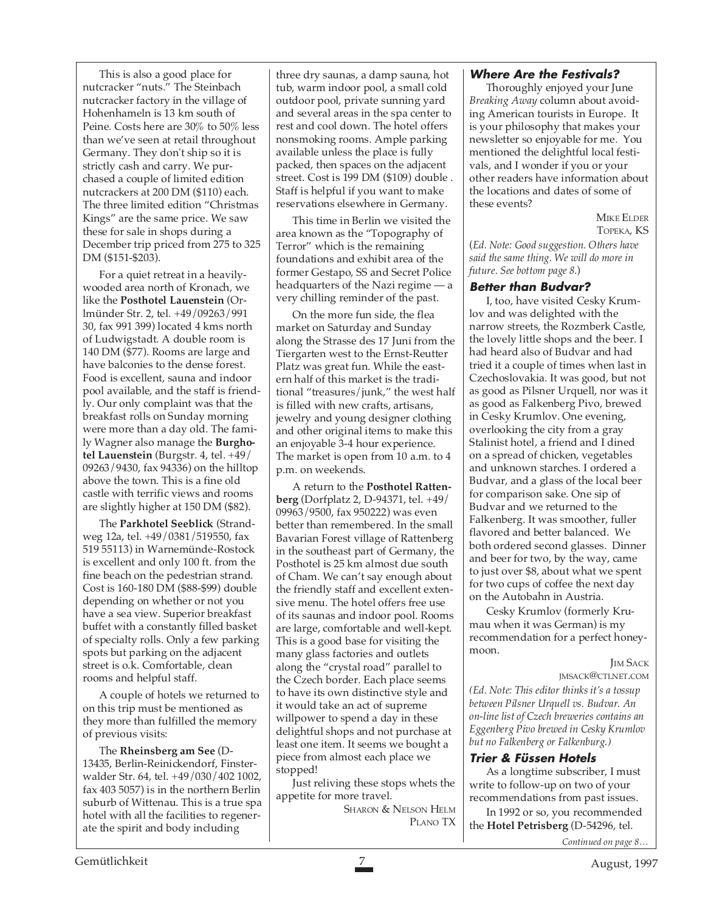This is also a good place for nutcracker "nuts." The Steinbach nutcracker factory in the village of Hohenhameln is 13 km south of Peine. Costs here are 30% to 50% less than we've seen at retail throughout Germany. They don't ship so it is strictly cash and carry. We purchased a couple of limited edition nutcrackers at 200 DM ($110) each. The three limited edition "Christmas Kings" are the same price. We saw these for sale in shops during a December trip priced from 275 to 325 DM ($151-$203).

For a quiet retreat in a heavily-wooded area north of Kronach, we like the **Posthotel Lauenstein** (Orlmünder Str. 2, tel. +49/09263/991 30, fax 991 399) located 4 kms north of Ludwigstadt. A double room is 140 DM ($77). Rooms are large and have balconies to the dense forest. Food is excellent, sauna and indoor pool available, and the staff is friendly. Our only complaint was that the breakfast rolls on Sunday morning were more than a day old. The family Wagner also manage the **Burghotel Lauenstein** (Burgstr. 4, tel. +49/09263/9430, fax 94336) on the hilltop above the town. This is a fine old castle with terrific views and rooms are slightly higher at 150 DM ($82).

The **Parkhotel Seeblick** (Strandweg 12a, tel. +49/0381/519550, fax 519 55113) in Warnemünde-Rostock is excellent and only 100 ft. from the fine beach on the pedestrian strand. Cost is 160-180 DM ($88-$99) double depending on whether or not you have a sea view. Superior breakfast buffet with a constantly filled basket of specialty rolls. Only a few parking spots but parking on the adjacent street is o.k. Comfortable, clean rooms and helpful staff.

A couple of hotels we returned to on this trip must be mentioned as they more than fulfilled the memory of previous visits:

The **Rheinsberg am See** (D-13435, Berlin-Reinickendorf, Finsterwalder Str. 64, tel. +49/030/402 1002, fax 403 5057) is in the northern Berlin suburb of Wittenau. This is a true spa hotel with all the facilities to regenerate the spirit and body including three dry saunas, a damp sauna, hot tub, warm indoor pool, a small cold outdoor pool, private sunning yard and several areas in the spa center to rest and cool down. The hotel offers nonsmoking rooms. Ample parking available unless the place is fully packed, then spaces on the adjacent street. Cost is 199 DM ($109) double. Staff is helpful if you want to make reservations elsewhere in Germany.

This time in Berlin we visited the area known as the "Topography of Terror" which is the remaining foundations and exhibit area of the former Gestapo, SS and Secret Police headquarters of the Nazi regime — a very chilling reminder of the past.

On the more fun side, the flea market on Saturday and Sunday along the Strasse des 17 Juni from the Tiergarten west to the Ernst-Reutter Platz was great fun. While the eastern half of this market is the traditional "treasures/junk," the west half is filled with new crafts, artisans, jewelry and young designer clothing and other original items to make this an enjoyable 3-4 hour experience. The market is open from 10 a.m. to 4 p.m. on weekends.

A return to the **Posthotel Rattenberg** (Dorfplatz 2, D-94371, tel. +49/09963/9500, fax 950222) was even better than remembered. In the small Bavarian Forest village of Rattenberg in the southeast part of Germany, the Posthotel is 25 km almost due south of Cham. We can't say enough about the friendly staff and excellent extensive menu. The hotel offers free use of its saunas and indoor pool. Rooms are large, comfortable and well-kept. This is a good base for visiting the many glass factories and outlets along the "crystal road" parallel to the Czech border. Each place seems to have its own distinctive style and it would take an act of supreme willpower to spend a day in these delightful shops and not purchase at least one item. It seems we bought a piece from almost each place we stopped!

Just reliving these stops whets the appetite for more travel.

SHARON & NELSON HELM
PLANO TX

### Where Are the Festivals?

Thoroughly enjoyed your June *Breaking Away* column about avoiding American tourists in Europe. It is your philosophy that makes your newsletter so enjoyable for me. You mentioned the delightful local festivals, and I wonder if you or your other readers have information about the locations and dates of some of these events?

MIKE ELDER
TOPEKA, KS

(*Ed. Note: Good suggestion. Others have said the same thing. We will do more in future. See bottom page 8.*)

### Better than Budvar?

I, too, have visited Cesky Krumlov and was delighted with the narrow streets, the Rozmberk Castle, the lovely little shops and the beer. I had heard also of Budvar and had tried it a couple of times when last in Czechoslovakia. It was good, but not as good as Pilsner Urquell, nor was it as good as Falkenberg Pivo, brewed in Cesky Krumlov. One evening, overlooking the city from a gray Stalinist hotel, a friend and I dined on a spread of chicken, vegetables and unknown starches. I ordered a Budvar, and a glass of the local beer for comparison sake. One sip of Budvar and we returned to the Falkenberg. It was smoother, fuller flavored and better balanced. We both ordered second glasses. Dinner and beer for two, by the way, came to just over $8, about what we spent for two cups of coffee the next day on the Autobahn in Austria.

Cesky Krumlov (formerly Krumau when it was German) is my recommendation for a perfect honeymoon.

JIM SACK
JMSACK@CTLNET.COM

*(Ed. Note: This editor thinks it's a tossup between Pilsner Urquell vs. Budvar. An on-line list of Czech breweries contains an Eggenberg Pivo brewed in Cesky Krumlov but no Falkenberg or Falkenburg.)*

### Trier & Füssen Hotels

As a longtime subscriber, I must write to follow-up on two of your recommendations from past issues.

In 1992 or so, you recommended the **Hotel Petrisberg** (D-54296, tel.

*Continued on page 8…*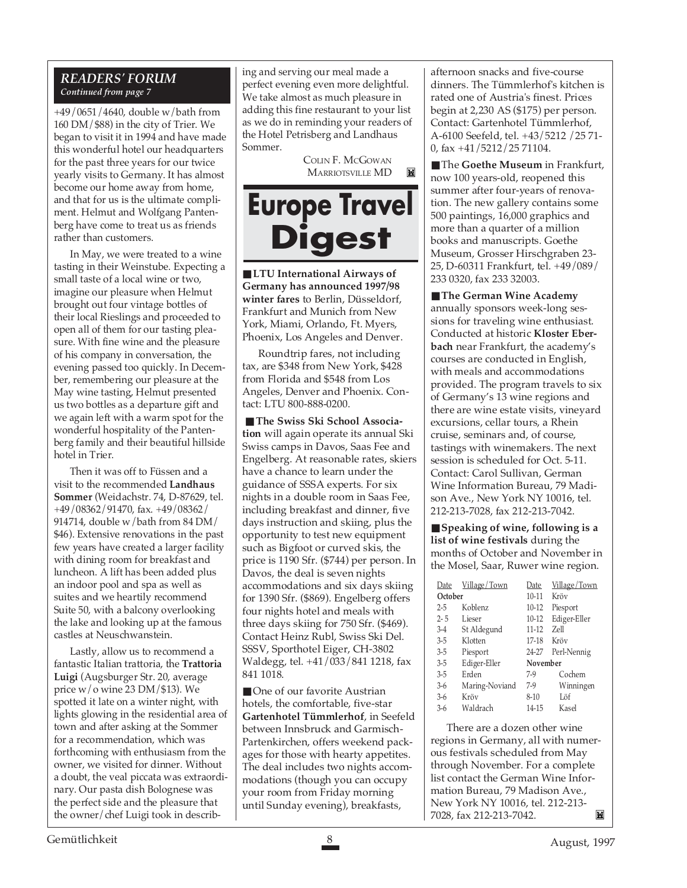## READERS' FORUM

*Continued from page 7*

+49/0651/4640, double w/bath from 160 DM/$88) in the city of Trier. We began to visit it in 1994 and have made this wonderful hotel our headquarters for the past three years for our twice yearly visits to Germany. It has almost become our home away from home, and that for us is the ultimate compliment. Helmut and Wolfgang Pantenberg have come to treat us as friends rather than customers.

In May, we were treated to a wine tasting in their Weinstube. Expecting a small taste of a local wine or two, imagine our pleasure when Helmut brought out four vintage bottles of their local Rieslings and proceeded to open all of them for our tasting pleasure. With fine wine and the pleasure of his company in conversation, the evening passed too quickly. In December, remembering our pleasure at the May wine tasting, Helmut presented us two bottles as a departure gift and we again left with a warm spot for the wonderful hospitality of the Pantenberg family and their beautiful hillside hotel in Trier.

Then it was off to Füssen and a visit to the recommended **Landhaus Sommer** (Weidachstr. 74, D-87629, tel. +49/08362/91470, fax. +49/08362/914714, double w/bath from 84 DM/$46). Extensive renovations in the past few years have created a larger facility with dining room for breakfast and luncheon. A lift has been added plus an indoor pool and spa as well as suites and we heartily recommend Suite 50, with a balcony overlooking the lake and looking up at the famous castles at Neuschwanstein.

Lastly, allow us to recommend a fantastic Italian trattoria, the **Trattoria Luigi** (Augsburger Str. 20, average price w/o wine 23 DM/$13). We spotted it late on a winter night, with lights glowing in the residential area of town and after asking at the Sommer for a recommendation, which was forthcoming with enthusiasm from the owner, we visited for dinner. Without a doubt, the veal piccata was extraordinary. Our pasta dish Bolognese was the perfect side and the pleasure that the owner/chef Luigi took in describing and serving our meal made a perfect evening even more delightful. We take almost as much pleasure in adding this fine restaurant to your list as we do in reminding your readers of the Hotel Petrisberg and Landhaus Sommer.

Colin F. McGowan
Marriotsville MD

# Europe Travel Digest

■ **LTU International Airways of Germany has announced 1997/98 winter fares** to Berlin, Düsseldorf, Frankfurt and Munich from New York, Miami, Orlando, Ft. Myers, Phoenix, Los Angeles and Denver.

Roundtrip fares, not including tax, are $348 from New York, $428 from Florida and $548 from Los Angeles, Denver and Phoenix. Contact: LTU 800-888-0200.

■ **The Swiss Ski School Association** will again operate its annual Ski Swiss camps in Davos, Saas Fee and Engelberg. At reasonable rates, skiers have a chance to learn under the guidance of SSSA experts. For six nights in a double room in Saas Fee, including breakfast and dinner, five days instruction and skiing, plus the opportunity to test new equipment such as Bigfoot or curved skis, the price is 1190 Sfr. ($744) per person. In Davos, the deal is seven nights accommodations and six days skiing for 1390 Sfr. ($869). Engelberg offers four nights hotel and meals with three days skiing for 750 Sfr. ($469). Contact Heinz Rubl, Swiss Ski Del. SSSV, Sporthotel Eiger, CH-3802 Waldegg, tel. +41/033/841 1218, fax 841 1018.

■ One of our favorite Austrian hotels, the comfortable, five-star **Gartenhotel Tümmlerhof**, in Seefeld between Innsbruck and Garmisch-Partenkirchen, offers weekend packages for those with hearty appetites. The deal includes two nights accommodations (though you can occupy your room from Friday morning until Sunday evening), breakfasts, afternoon snacks and five-course dinners. The Tümmlerhof's kitchen is rated one of Austria's finest. Prices begin at 2,230 AS ($175) per person. Contact: Gartenhotel Tümmlerhof, A-6100 Seefeld, tel. +43/5212 /25 71-0, fax +41/5212/25 71104.

■ The **Goethe Museum** in Frankfurt, now 100 years-old, reopened this summer after four-years of renovation. The new gallery contains some 500 paintings, 16,000 graphics and more than a quarter of a million books and manuscripts. Goethe Museum, Grosser Hirschgraben 23-25, D-60311 Frankfurt, tel. +49/089/233 0320, fax 233 32003.

■ **The German Wine Academy** annually sponsors week-long sessions for traveling wine enthusiast. Conducted at historic **Kloster Eberbach** near Frankfurt, the academy's courses are conducted in English, with meals and accommodations provided. The program travels to six of Germany's 13 wine regions and there are wine estate visits, vineyard excursions, cellar tours, a Rhein cruise, seminars and, of course, tastings with winemakers. The next session is scheduled for Oct. 5-11. Contact: Carol Sullivan, German Wine Information Bureau, 79 Madison Ave., New York NY 10016, tel. 212-213-7028, fax 212-213-7042.

■ **Speaking of wine, following is a list of wine festivals** during the months of October and November in the Mosel, Saar, Ruwer wine region.

| Date | Village/Town | Date | Village/Town |
|---|---|---|---|
| **October** | | 10-11 | Kröv |
| 2-5 | Koblenz | 10-12 | Piesport |
| 2- 5 | Lieser | 10-12 | Ediger-Eller |
| 3-4 | St Aldegund | 11-12 | Zell |
| 3-5 | Klotten | 17-18 | Kröv |
| 3-5 | Piesport | 24-27 | Perl-Nennig |
| 3-5 | Ediger-Eller | **November** | |
| 3-5 | Erden | 7-9 | Cochem |
| 3-6 | Maring-Noviand | 7-9 | Winningen |
| 3-6 | Kröv | 8-10 | Löf |
| 3-6 | Waldrach | 14-15 | Kasel |

There are a dozen other wine regions in Germany, all with numerous festivals scheduled from May through November. For a complete list contact the German Wine Information Bureau, 79 Madison Ave., New York NY 10016, tel. 212-213-7028, fax 212-213-7042.